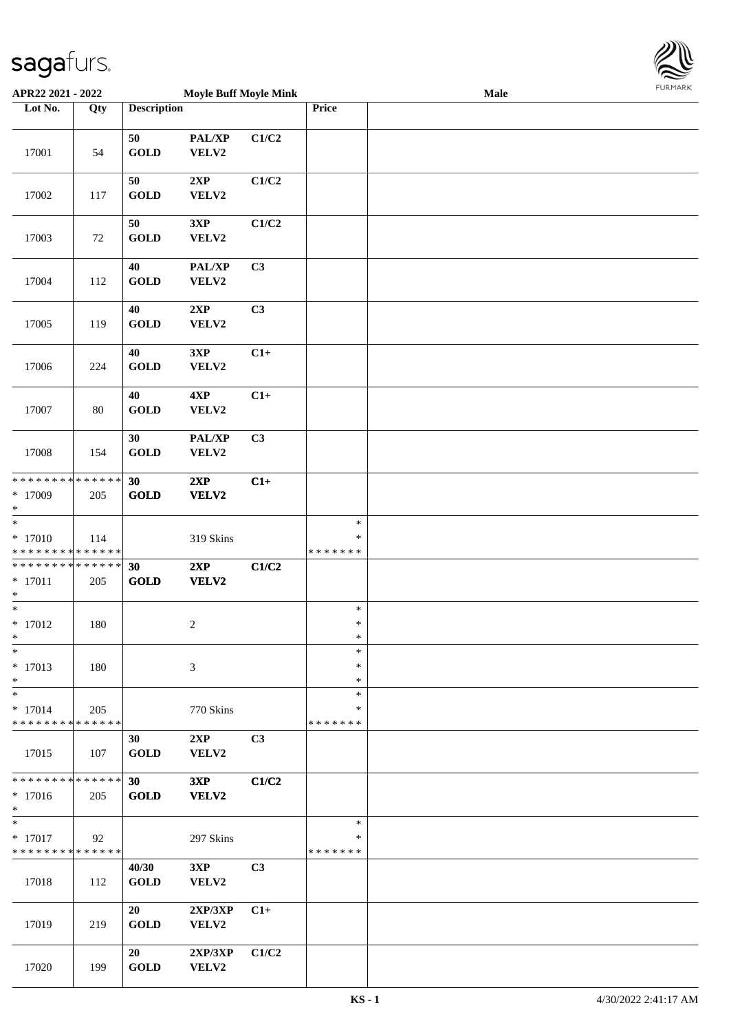APR22 2021 - 2022 | Moyle Buff Moyle Mink | Male

| Lot No. | Qty | Description | | | Price | |
|---|---|---|---|---|---|---|
| 17001 | 54 | 50 GOLD | PAL/XP VELV2 | C1/C2 | | |
| 17002 | 117 | 50 GOLD | 2XP VELV2 | C1/C2 | | |
| 17003 | 72 | 50 GOLD | 3XP VELV2 | C1/C2 | | |
| 17004 | 112 | 40 GOLD | PAL/XP VELV2 | C3 | | |
| 17005 | 119 | 40 GOLD | 2XP VELV2 | C3 | | |
| 17006 | 224 | 40 GOLD | 3XP VELV2 | C1+ | | |
| 17007 | 80 | 40 GOLD | 4XP VELV2 | C1+ | | |
| 17008 | 154 | 30 GOLD | PAL/XP VELV2 | C3 | | |
| * 17009 | 205 | **30 GOLD** | **2XP VELV2** | **C1+** | | |
| * 17010 | 114 | | 319 Skins | | | |
| * 17011 | 205 | **30 GOLD** | **2XP VELV2** | **C1/C2** | | |
| * 17012 | 180 | | 2 | | | |
| * 17013 | 180 | | 3 | | | |
| * 17014 | 205 | | 770 Skins | | | |
| 17015 | 107 | 30 GOLD | 2XP VELV2 | C3 | | |
| * 17016 | 205 | **30 GOLD** | **3XP VELV2** | **C1/C2** | | |
| * 17017 | 92 | | 297 Skins | | | |
| 17018 | 112 | 40/30 GOLD | 3XP VELV2 | C3 | | |
| 17019 | 219 | 20 GOLD | 2XP/3XP VELV2 | C1+ | | |
| 17020 | 199 | 20 GOLD | 2XP/3XP VELV2 | C1/C2 | | |

KS - 1 | 4/30/2022 2:41:17 AM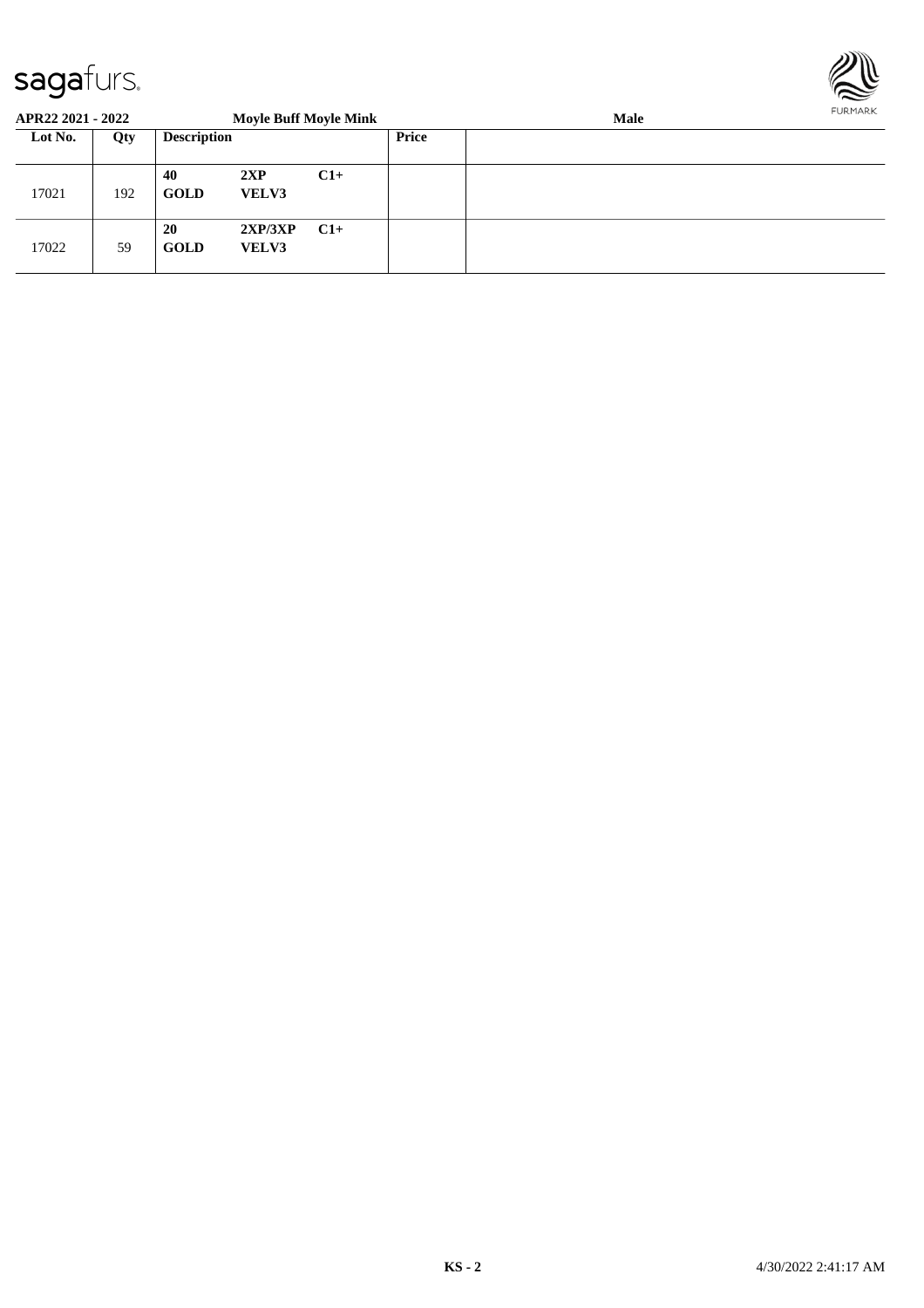APR22 2021 - 2022 | Moyle Buff Moyle Mink | Male

| Lot No. | Qty | Description | | | Price | |
|---|---|---|---|---|---|---|
| 17021 | 192 | 40<br>GOLD | 2XP<br>VELV3 | C1+ | | |
| 17022 | 59 | 20<br>GOLD | 2XP/3XP<br>VELV3 | C1+ | | |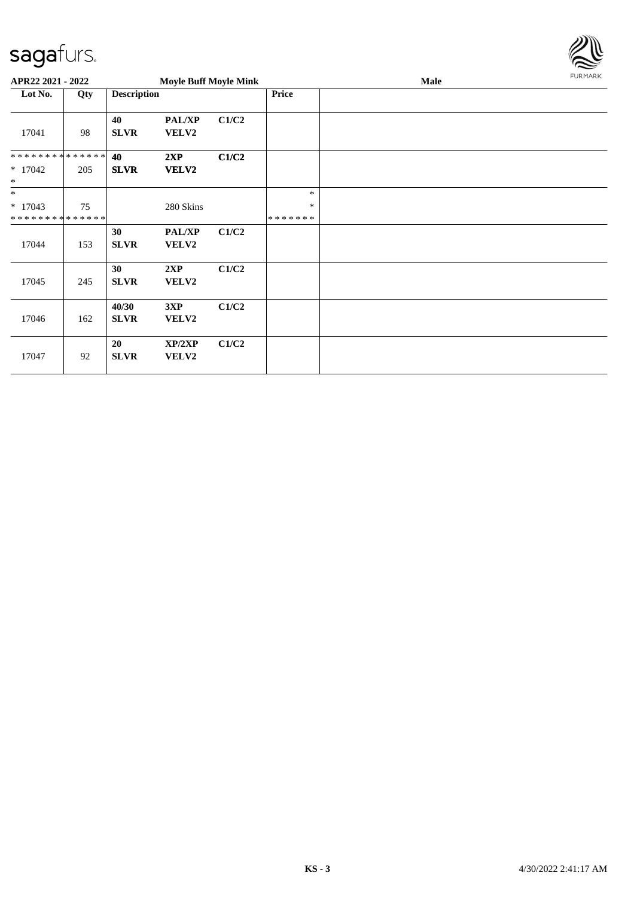APR22 2021 - 2022 | Moyle Buff Moyle Mink | Male

| Lot No. | Qty | Description | | | Price | |
|---|---|---|---|---|---|---|
| 17041 | 98 | 40 SLVR | PAL/XP VELV2 | C1/C2 | | |
| ************** * 17042 * | 205 | 40 SLVR | 2XP VELV2 | C1/C2 | | |
| * * 17043 ************** | 75 | | 280 Skins | | * * ******* | |
| 17044 | 153 | 30 SLVR | PAL/XP VELV2 | C1/C2 | | |
| 17045 | 245 | 30 SLVR | 2XP VELV2 | C1/C2 | | |
| 17046 | 162 | 40/30 SLVR | 3XP VELV2 | C1/C2 | | |
| 17047 | 92 | 20 SLVR | XP/2XP VELV2 | C1/C2 | | |

KS - 3 4/30/2022 2:41:17 AM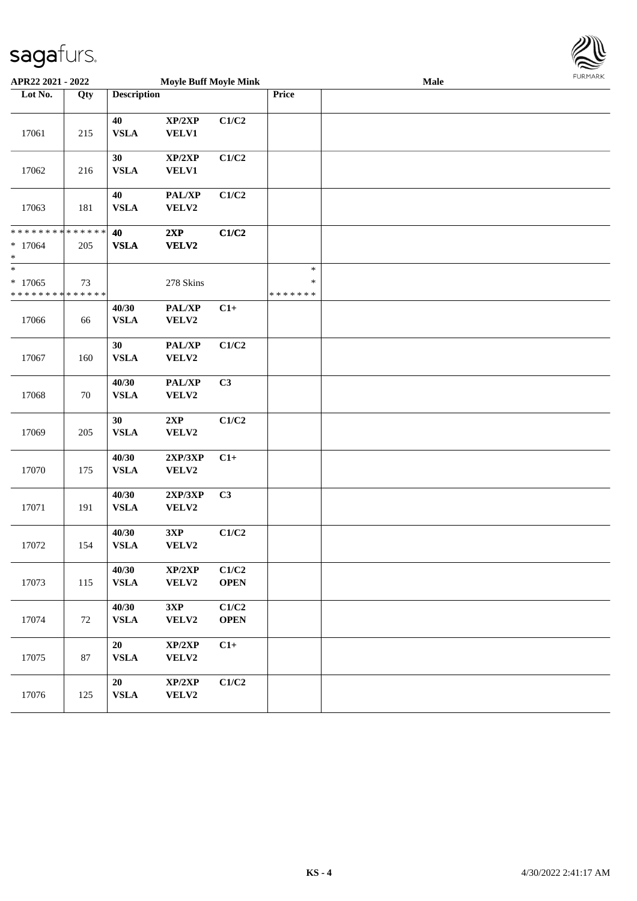**APR22 2021 - 2022** **Moyle Buff Moyle Mink** **Male**

| Lot No. | Qty | Description | | | Price | |
|---|---|---|---|---|---|---|
| 17061 | 215 | 40 VSLA | XP/2XP VELV1 | C1/C2 | | |
| 17062 | 216 | 30 VSLA | XP/2XP VELV1 | C1/C2 | | |
| 17063 | 181 | 40 VSLA | PAL/XP VELV2 | C1/C2 | | |
| * * * * * * * * * * * * * * * 17064 * | 205 | 40 VSLA | 2XP VELV2 | C1/C2 | | |
| * * 17065 * * * * * * * * * * * * * * | 73 | | 278 Skins | | * * * * * * * * * | |
| 17066 | 66 | 40/30 VSLA | PAL/XP VELV2 | C1+ | | |
| 17067 | 160 | 30 VSLA | PAL/XP VELV2 | C1/C2 | | |
| 17068 | 70 | 40/30 VSLA | PAL/XP VELV2 | C3 | | |
| 17069 | 205 | 30 VSLA | 2XP VELV2 | C1/C2 | | |
| 17070 | 175 | 40/30 VSLA | 2XP/3XP VELV2 | C1+ | | |
| 17071 | 191 | 40/30 VSLA | 2XP/3XP VELV2 | C3 | | |
| 17072 | 154 | 40/30 VSLA | 3XP VELV2 | C1/C2 | | |
| 17073 | 115 | 40/30 VSLA | XP/2XP VELV2 | C1/C2 OPEN | | |
| 17074 | 72 | 40/30 VSLA | 3XP VELV2 | C1/C2 OPEN | | |
| 17075 | 87 | 20 VSLA | XP/2XP VELV2 | C1+ | | |
| 17076 | 125 | 20 VSLA | XP/2XP VELV2 | C1/C2 | | |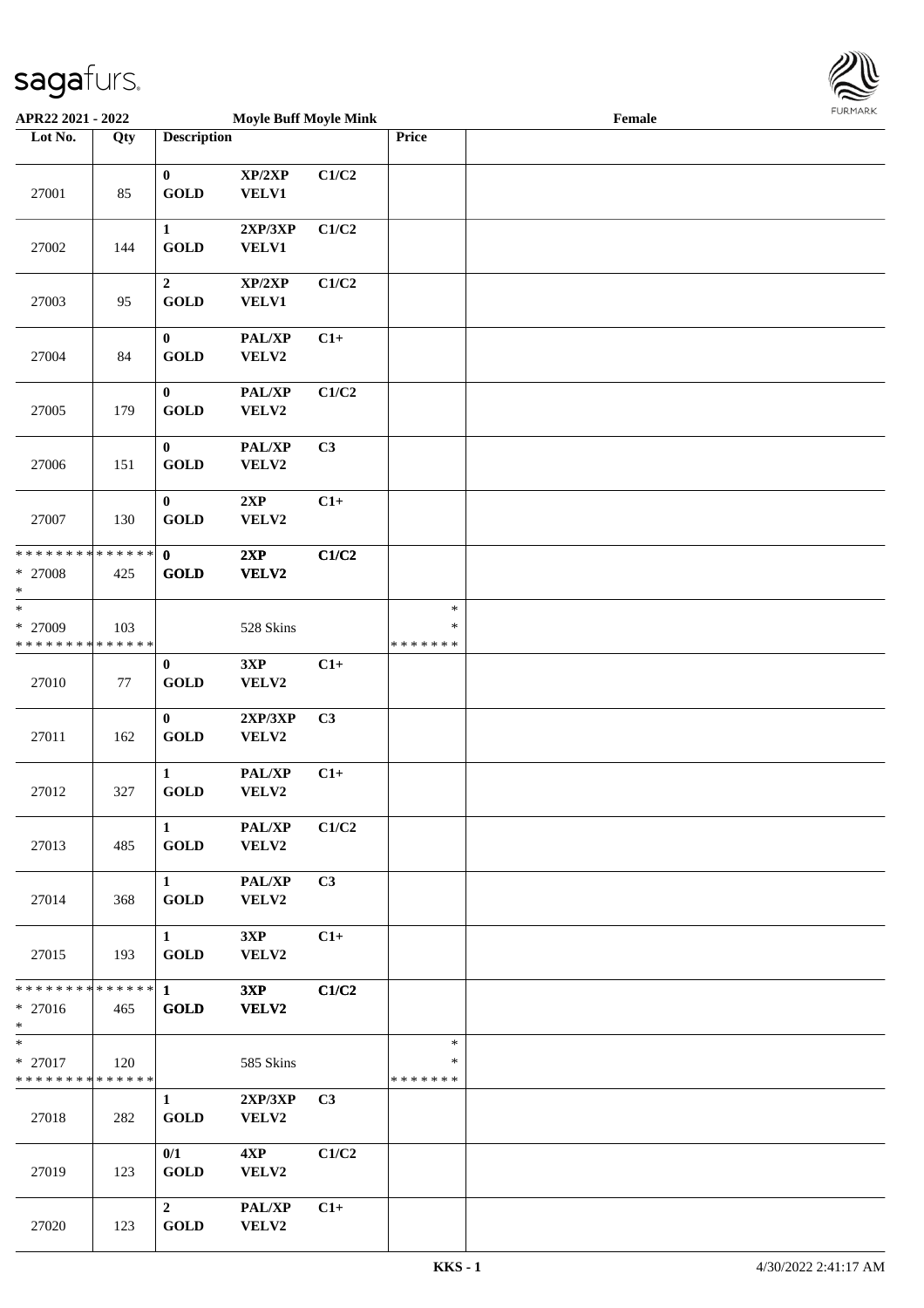**APR22 2021 - 2022 Moyle Buff Moyle Mink Female**

| Lot No. | Qty | Description | | | Price | |
|---|---|---|---|---|---|---|
| 27001 | 85 | 0 GOLD | XP/2XP VELV1 | C1/C2 | | |
| 27002 | 144 | 1 GOLD | 2XP/3XP VELV1 | C1/C2 | | |
| 27003 | 95 | 2 GOLD | XP/2XP VELV1 | C1/C2 | | |
| 27004 | 84 | 0 GOLD | PAL/XP VELV2 | C1+ | | |
| 27005 | 179 | 0 GOLD | PAL/XP VELV2 | C1/C2 | | |
| 27006 | 151 | 0 GOLD | PAL/XP VELV2 | C3 | | |
| 27007 | 130 | 0 GOLD | 2XP VELV2 | C1+ | | |
| * * * * * * * * * * * * * * <br>* 27008<br>* | 425 | **0 GOLD** | **2XP VELV2** | **C1/C2** | | |
| *<br>* 27009<br>* * * * * * * * * * * * * * | 103 | | 528 Skins | | *<br>*<br>* * * * * * * | |
| 27010 | 77 | 0 GOLD | 3XP VELV2 | C1+ | | |
| 27011 | 162 | 0 GOLD | 2XP/3XP VELV2 | C3 | | |
| 27012 | 327 | 1 GOLD | PAL/XP VELV2 | C1+ | | |
| 27013 | 485 | 1 GOLD | PAL/XP VELV2 | C1/C2 | | |
| 27014 | 368 | 1 GOLD | PAL/XP VELV2 | C3 | | |
| 27015 | 193 | 1 GOLD | 3XP VELV2 | C1+ | | |
| * * * * * * * * * * * * * * <br>* 27016<br>* | 465 | **1 GOLD** | **3XP VELV2** | **C1/C2** | | |
| *<br>* 27017<br>* * * * * * * * * * * * * * | 120 | | 585 Skins | | *<br>*<br>* * * * * * * | |
| 27018 | 282 | 1 GOLD | 2XP/3XP VELV2 | C3 | | |
| 27019 | 123 | 0/1 GOLD | 4XP VELV2 | C1/C2 | | |
| 27020 | 123 | 2 GOLD | PAL/XP VELV2 | C1+ | | |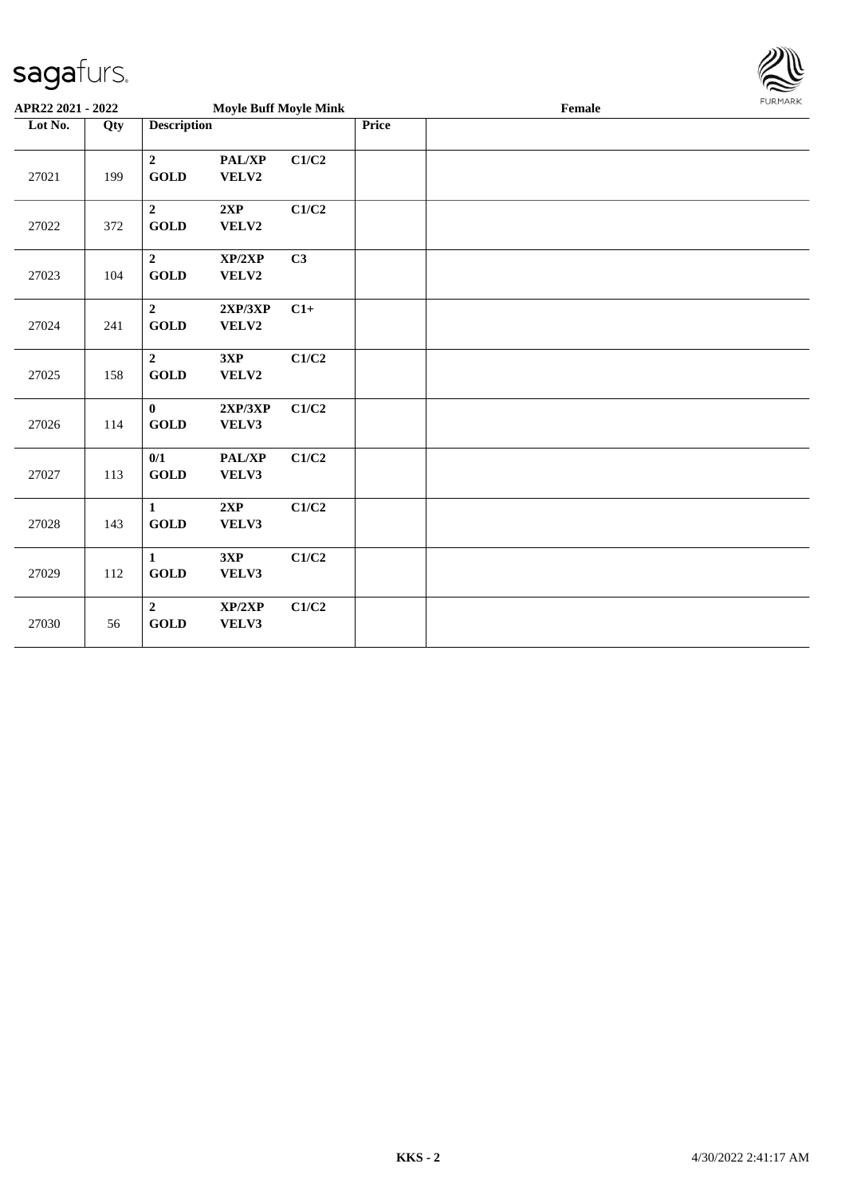**APR22 2021 - 2022** **Moyle Buff Moyle Mink** **Female**

| Lot No. | Qty | Description | | | Price | |
|---|---|---|---|---|---|---|
| 27021 | 199 | **2 GOLD** | **PAL/XP VELV2** | **C1/C2** | | |
| 27022 | 372 | **2 GOLD** | **2XP VELV2** | **C1/C2** | | |
| 27023 | 104 | **2 GOLD** | **XP/2XP VELV2** | **C3** | | |
| 27024 | 241 | **2 GOLD** | **2XP/3XP VELV2** | **C1+** | | |
| 27025 | 158 | **2 GOLD** | **3XP VELV2** | **C1/C2** | | |
| 27026 | 114 | **0 GOLD** | **2XP/3XP VELV3** | **C1/C2** | | |
| 27027 | 113 | **0/1 GOLD** | **PAL/XP VELV3** | **C1/C2** | | |
| 27028 | 143 | **1 GOLD** | **2XP VELV3** | **C1/C2** | | |
| 27029 | 112 | **1 GOLD** | **3XP VELV3** | **C1/C2** | | |
| 27030 | 56 | **2 GOLD** | **XP/2XP VELV3** | **C1/C2** | | |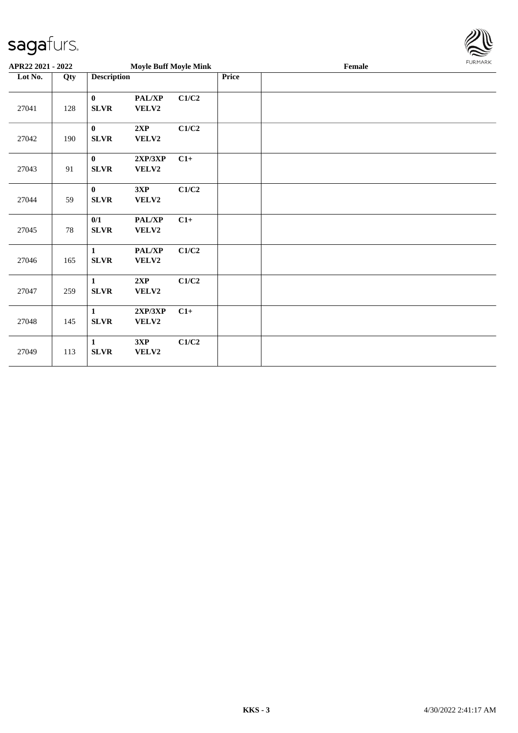**APR22 2021 - 2022** **Moyle Buff Moyle Mink** **Female**

| Lot No. | Qty | Description | | | Price | |
|---|---|---|---|---|---|---|
| 27041 | 128 | **0** **SLVR** | **PAL/XP** **VELV2** | **C1/C2** | | |
| 27042 | 190 | **0** **SLVR** | **2XP** **VELV2** | **C1/C2** | | |
| 27043 | 91 | **0** **SLVR** | **2XP/3XP** **VELV2** | **C1+** | | |
| 27044 | 59 | **0** **SLVR** | **3XP** **VELV2** | **C1/C2** | | |
| 27045 | 78 | **0/1** **SLVR** | **PAL/XP** **VELV2** | **C1+** | | |
| 27046 | 165 | **1** **SLVR** | **PAL/XP** **VELV2** | **C1/C2** | | |
| 27047 | 259 | **1** **SLVR** | **2XP** **VELV2** | **C1/C2** | | |
| 27048 | 145 | **1** **SLVR** | **2XP/3XP** **VELV2** | **C1+** | | |
| 27049 | 113 | **1** **SLVR** | **3XP** **VELV2** | **C1/C2** | | |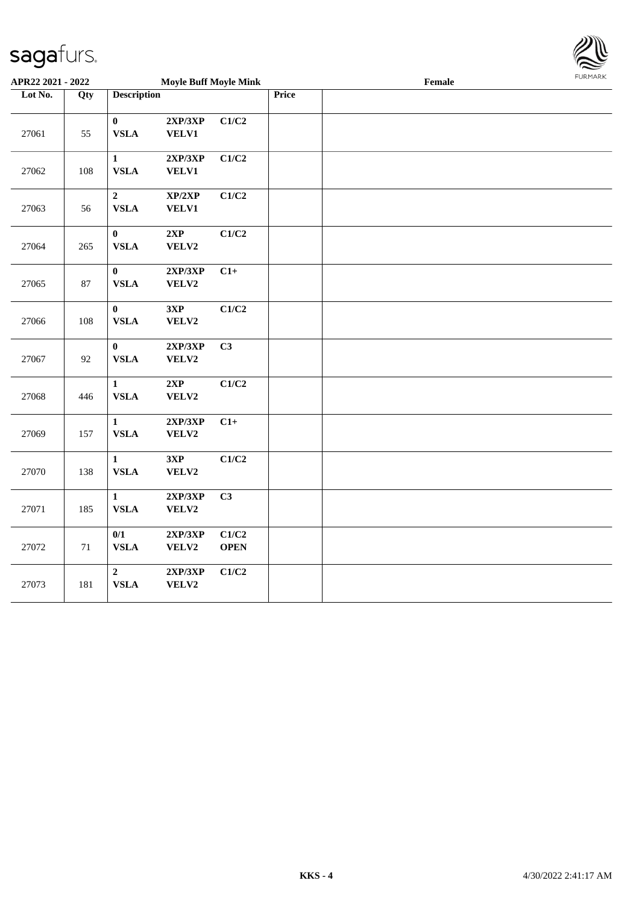APR22 2021 - 2022 Moyle Buff Moyle Mink Female

| Lot No. | Qty | Description | | | Price | |
|---|---|---|---|---|---|---|
| 27061 | 55 | **0** **VSLA** | **2XP/3XP** **VELV1** | **C1/C2** | | |
| 27062 | 108 | **1** **VSLA** | **2XP/3XP** **VELV1** | **C1/C2** | | |
| 27063 | 56 | **2** **VSLA** | **XP/2XP** **VELV1** | **C1/C2** | | |
| 27064 | 265 | **0** **VSLA** | **2XP** **VELV2** | **C1/C2** | | |
| 27065 | 87 | **0** **VSLA** | **2XP/3XP** **VELV2** | **C1+** | | |
| 27066 | 108 | **0** **VSLA** | **3XP** **VELV2** | **C1/C2** | | |
| 27067 | 92 | **0** **VSLA** | **2XP/3XP** **VELV2** | **C3** | | |
| 27068 | 446 | **1** **VSLA** | **2XP** **VELV2** | **C1/C2** | | |
| 27069 | 157 | **1** **VSLA** | **2XP/3XP** **VELV2** | **C1+** | | |
| 27070 | 138 | **1** **VSLA** | **3XP** **VELV2** | **C1/C2** | | |
| 27071 | 185 | **1** **VSLA** | **2XP/3XP** **VELV2** | **C3** | | |
| 27072 | 71 | **0/1** **VSLA** | **2XP/3XP** **VELV2** | **C1/C2** **OPEN** | | |
| 27073 | 181 | **2** **VSLA** | **2XP/3XP** **VELV2** | **C1/C2** | | |

**KKS - 4** 4/30/2022 2:41:17 AM